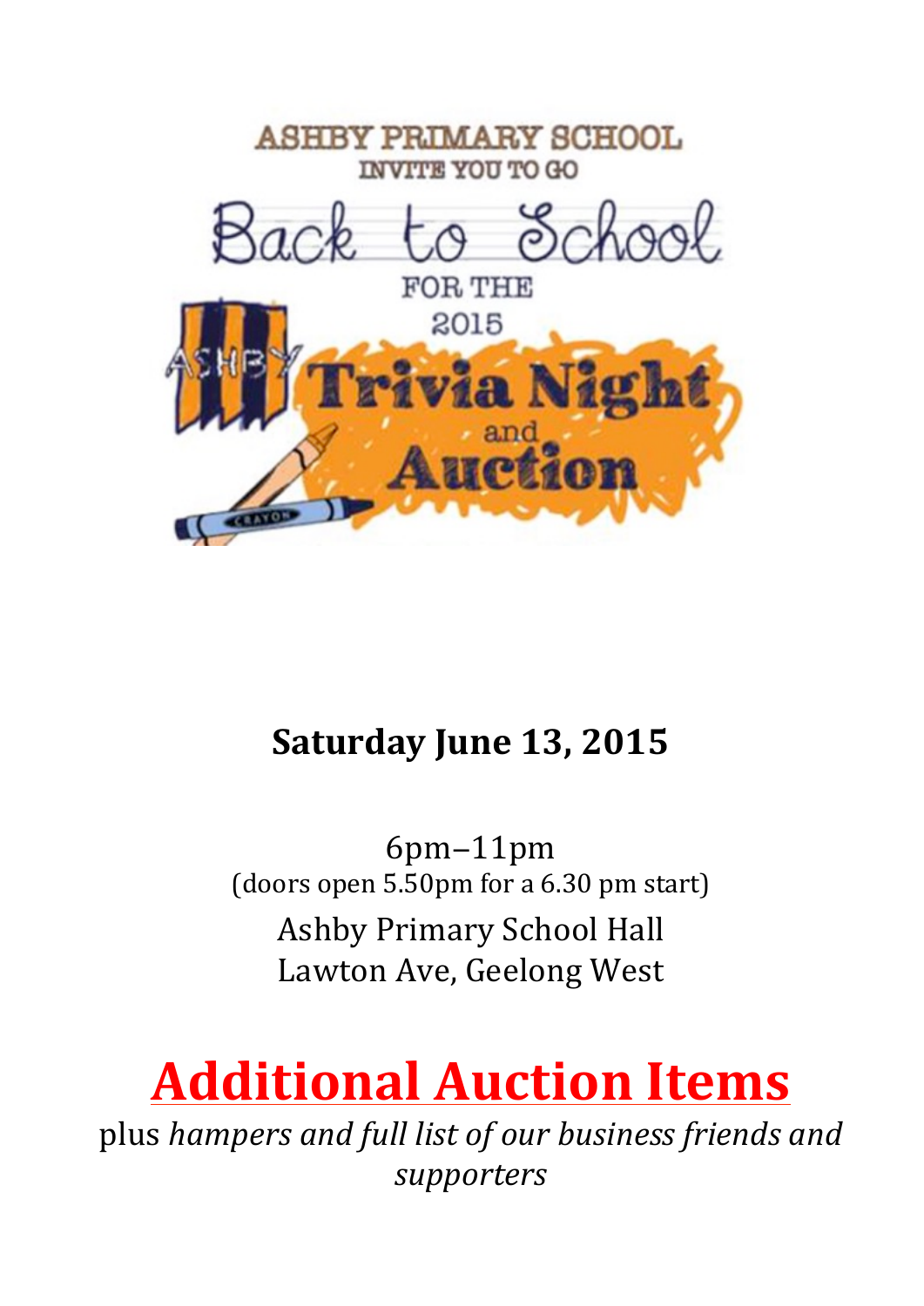ASHBY PRIMARY SCHOOL
INVITE YOU TO GO

# Back to School

FOR THE
2015

# Trivia Night and Auction

## Saturday June 13, 2015

6pm–11pm
(doors open 5.50pm for a 6.30 pm start)
Ashby Primary School Hall
Lawton Ave, Geelong West

# Additional Auction Items

plus *hampers and full list of our business friends and supporters*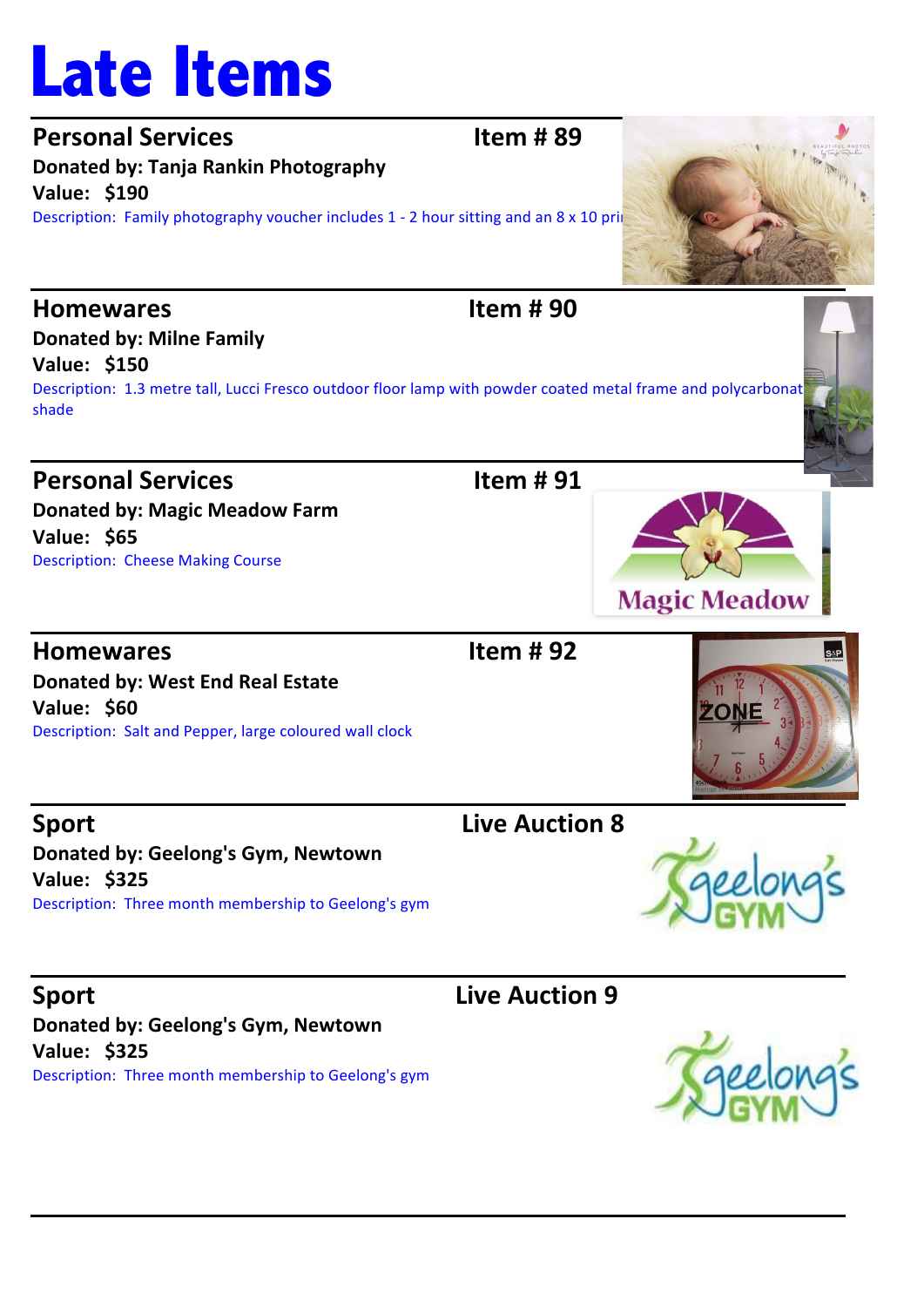# Late Items

## Personal Services

**Item # 89**

**Donated by: Tanja Rankin Photography**

**Value: $190**

Description: Family photography voucher includes 1 - 2 hour sitting and an 8 x 10 pri

## Homewares

**Item # 90**

**Donated by: Milne Family**

**Value: $150**

Description: 1.3 metre tall, Lucci Fresco outdoor floor lamp with powder coated metal frame and polycarbonat shade

## Personal Services

**Item # 91**

**Donated by: Magic Meadow Farm**

**Value: $65**

Description: Cheese Making Course

## Homewares

**Item # 92**

**Donated by: West End Real Estate**

**Value: $60**

Description: Salt and Pepper, large coloured wall clock

## Sport

**Live Auction 8**

**Donated by: Geelong's Gym, Newtown**

**Value: $325**

Description: Three month membership to Geelong's gym

## Sport

**Live Auction 9**

**Donated by: Geelong's Gym, Newtown**

**Value: $325**

Description: Three month membership to Geelong's gym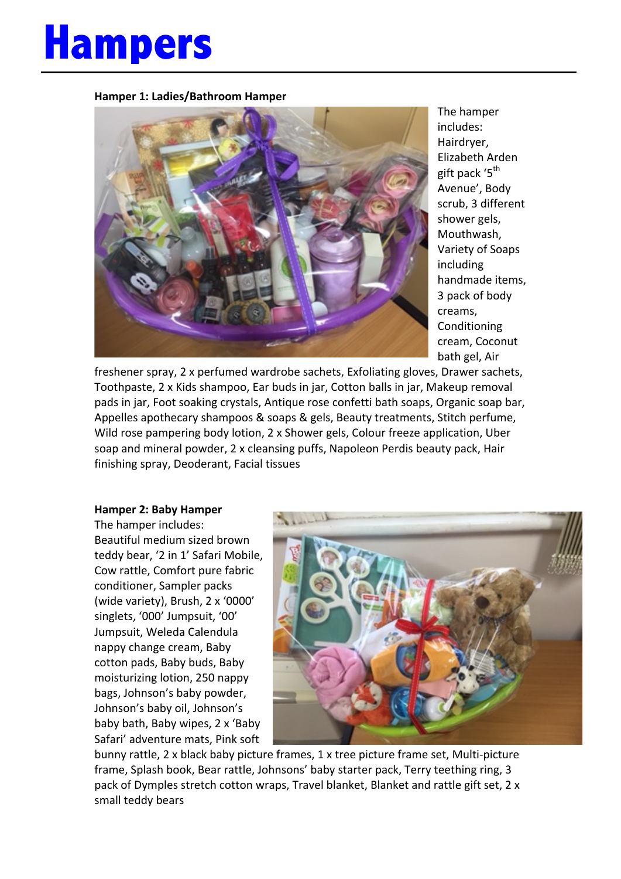# Hampers

**Hamper 1: Ladies/Bathroom Hamper**

The hamper includes: Hairdryer, Elizabeth Arden gift pack '5th Avenue', Body scrub, 3 different shower gels, Mouthwash, Variety of Soaps including handmade items, 3 pack of body creams, Conditioning cream, Coconut bath gel, Air freshener spray, 2 x perfumed wardrobe sachets, Exfoliating gloves, Drawer sachets, Toothpaste, 2 x Kids shampoo, Ear buds in jar, Cotton balls in jar, Makeup removal pads in jar, Foot soaking crystals, Antique rose confetti bath soaps, Organic soap bar, Appelles apothecary shampoos & soaps & gels, Beauty treatments, Stitch perfume, Wild rose pampering body lotion, 2 x Shower gels, Colour freeze application, Uber soap and mineral powder, 2 x cleansing puffs, Napoleon Perdis beauty pack, Hair finishing spray, Deoderant, Facial tissues

**Hamper 2: Baby Hamper**

The hamper includes: Beautiful medium sized brown teddy bear, '2 in 1' Safari Mobile, Cow rattle, Comfort pure fabric conditioner, Sampler packs (wide variety), Brush, 2 x '0000' singlets, '000' Jumpsuit, '00' Jumpsuit, Weleda Calendula nappy change cream, Baby cotton pads, Baby buds, Baby moisturizing lotion, 250 nappy bags, Johnson's baby powder, Johnson's baby oil, Johnson's baby bath, Baby wipes, 2 x 'Baby Safari' adventure mats, Pink soft bunny rattle, 2 x black baby picture frames, 1 x tree picture frame set, Multi-picture frame, Splash book, Bear rattle, Johnsons' baby starter pack, Terry teething ring, 3 pack of Dymples stretch cotton wraps, Travel blanket, Blanket and rattle gift set, 2 x small teddy bears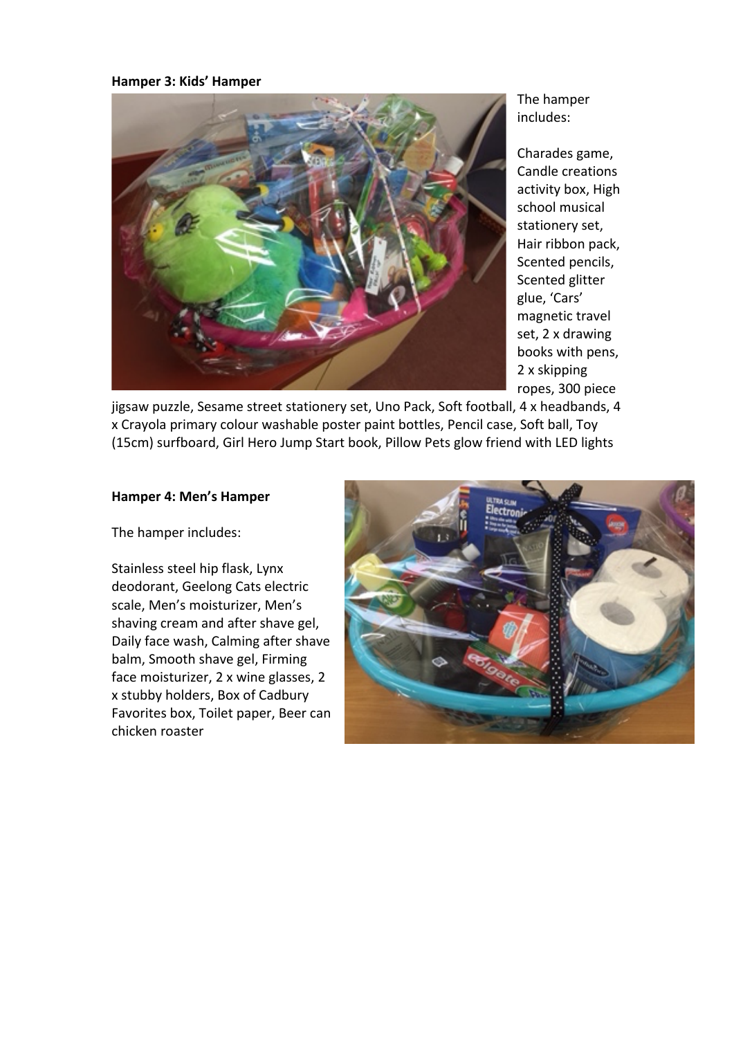**Hamper 3: Kids' Hamper**

The hamper includes:

Charades game, Candle creations activity box, High school musical stationery set, Hair ribbon pack, Scented pencils, Scented glitter glue, 'Cars' magnetic travel set, 2 x drawing books with pens, 2 x skipping ropes, 300 piece jigsaw puzzle, Sesame street stationery set, Uno Pack, Soft football, 4 x headbands, 4 x Crayola primary colour washable poster paint bottles, Pencil case, Soft ball, Toy (15cm) surfboard, Girl Hero Jump Start book, Pillow Pets glow friend with LED lights

**Hamper 4: Men's Hamper**

The hamper includes:

Stainless steel hip flask, Lynx deodorant, Geelong Cats electric scale, Men's moisturizer, Men's shaving cream and after shave gel, Daily face wash, Calming after shave balm, Smooth shave gel, Firming face moisturizer, 2 x wine glasses, 2 x stubby holders, Box of Cadbury Favorites box, Toilet paper, Beer can chicken roaster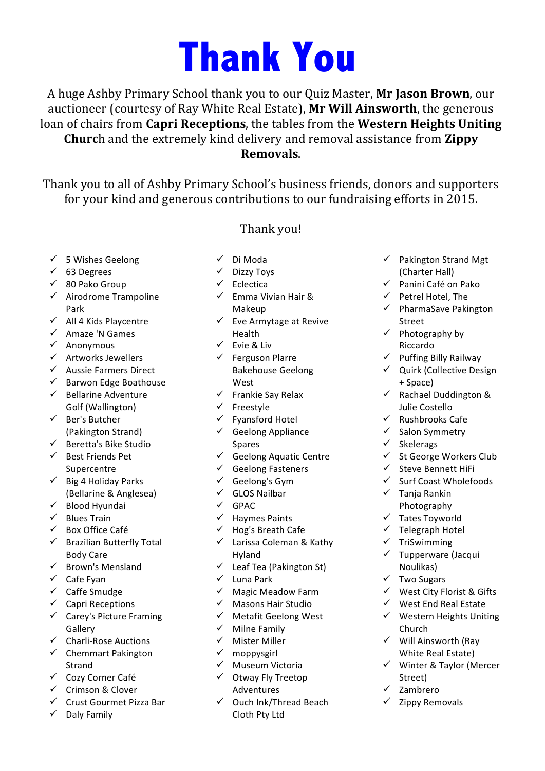# Thank You

A huge Ashby Primary School thank you to our Quiz Master, **Mr Jason Brown**, our auctioneer (courtesy of Ray White Real Estate), **Mr Will Ainsworth**, the generous loan of chairs from **Capri Receptions**, the tables from the **Western Heights Uniting Church** and the extremely kind delivery and removal assistance from **Zippy Removals**.

Thank you to all of Ashby Primary School's business friends, donors and supporters for your kind and generous contributions to our fundraising efforts in 2015.

Thank you!

- ✓ 5 Wishes Geelong
- ✓ 63 Degrees
- ✓ 80 Pako Group
- ✓ Airodrome Trampoline Park
- ✓ All 4 Kids Playcentre
- ✓ Amaze 'N Games
- ✓ Anonymous
- ✓ Artworks Jewellers
- ✓ Aussie Farmers Direct
- ✓ Barwon Edge Boathouse
- ✓ Bellarine Adventure Golf (Wallington)
- ✓ Ber's Butcher (Pakington Strand)
- ✓ Beretta's Bike Studio
- ✓ Best Friends Pet Supercentre
- ✓ Big 4 Holiday Parks (Bellarine & Anglesea)
- ✓ Blood Hyundai
- ✓ Blues Train
- ✓ Box Office Café
- ✓ Brazilian Butterfly Total Body Care
- ✓ Brown's Mensland
- ✓ Cafe Fyan
- ✓ Caffe Smudge
- ✓ Capri Receptions
- ✓ Carey's Picture Framing Gallery
- ✓ Charli-Rose Auctions
- ✓ Chemmart Pakington Strand
- ✓ Cozy Corner Café
- ✓ Crimson & Clover
- ✓ Crust Gourmet Pizza Bar
- ✓ Daly Family
- ✓ Di Moda
- ✓ Dizzy Toys
- ✓ Eclectica
- ✓ Emma Vivian Hair & Makeup
- ✓ Eve Armytage at Revive Health
- ✓ Evie & Liv
- ✓ Ferguson Plarre Bakehouse Geelong West
- ✓ Frankie Say Relax
- ✓ Freestyle
- ✓ Fyansford Hotel
- ✓ Geelong Appliance Spares
- ✓ Geelong Aquatic Centre
- ✓ Geelong Fasteners
- ✓ Geelong's Gym
- ✓ GLOS Nailbar
- ✓ GPAC
- ✓ Haymes Paints
- ✓ Hog's Breath Cafe
- ✓ Larissa Coleman & Kathy Hyland
- ✓ Leaf Tea (Pakington St)
- ✓ Luna Park
- ✓ Magic Meadow Farm
- ✓ Masons Hair Studio
- ✓ Metafit Geelong West
- ✓ Milne Family
- ✓ Mister Miller
- ✓ moppysgirl
- ✓ Museum Victoria
- ✓ Otway Fly Treetop Adventures
- ✓ Ouch Ink/Thread Beach Cloth Pty Ltd
- ✓ Pakington Strand Mgt (Charter Hall)
- ✓ Panini Café on Pako
- ✓ Petrel Hotel, The
- ✓ PharmaSave Pakington Street
- ✓ Photography by Riccardo
- ✓ Puffing Billy Railway
- ✓ Quirk (Collective Design + Space)
- ✓ Rachael Duddington & Julie Costello
- ✓ Rushbrooks Cafe
- ✓ Salon Symmetry
- ✓ Skelerags
- ✓ St George Workers Club
- ✓ Steve Bennett HiFi
- ✓ Surf Coast Wholefoods
- ✓ Tanja Rankin Photography
- ✓ Tates Toyworld
- ✓ Telegraph Hotel
- ✓ TriSwimming
- ✓ Tupperware (Jacqui Noulikas)
- ✓ Two Sugars
- ✓ West City Florist & Gifts
- ✓ West End Real Estate
- ✓ Western Heights Uniting Church
- ✓ Will Ainsworth (Ray White Real Estate)
- ✓ Winter & Taylor (Mercer Street)
- ✓ Zambrero
- ✓ Zippy Removals